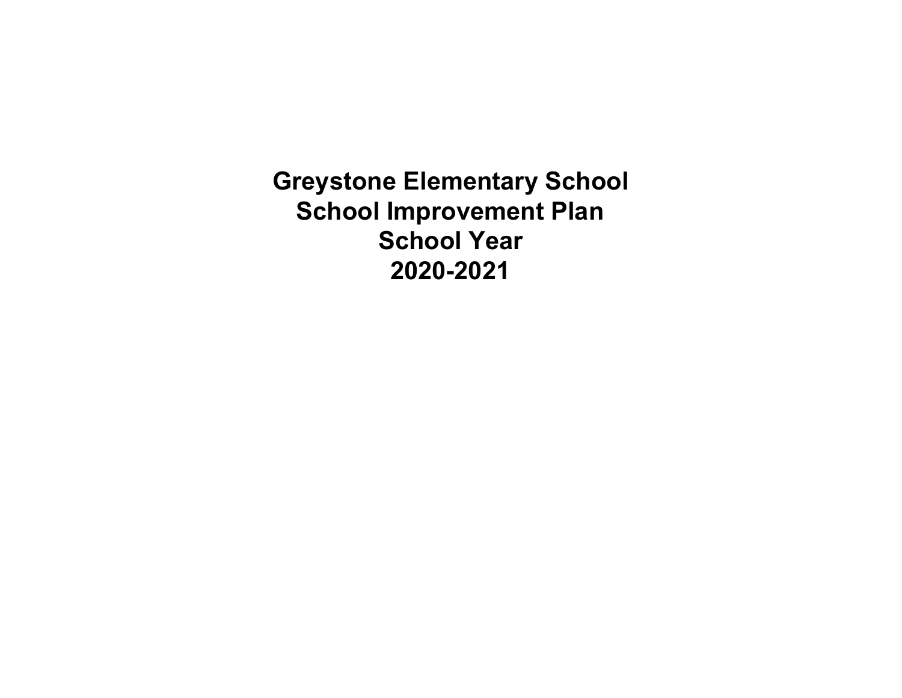# Greystone Elementary School
# School Improvement Plan
# School Year
# 2020-2021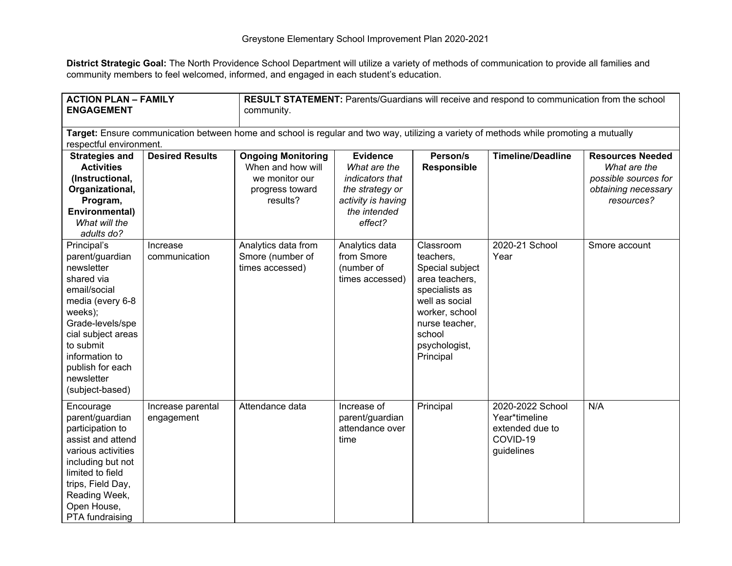Greystone Elementary School Improvement Plan 2020-2021

**District Strategic Goal:** The North Providence School Department will utilize a variety of methods of communication to provide all families and community members to feel welcomed, informed, and engaged in each student's education.

| **ACTION PLAN – FAMILY ENGAGEMENT** | | **RESULT STATEMENT:** Parents/Guardians will receive and respond to communication from the school community. | | | | |
|---|---|---|---|---|---|---|
| **Target:** Ensure communication between home and school is regular and two way, utilizing a variety of methods while promoting a mutually respectful environment. | | | | | | |
| **Strategies and Activities (Instructional, Organizational, Program, Environmental)** *What will the adults do?* | **Desired Results** | **Ongoing Monitoring** When and how will we monitor our progress toward results? | **Evidence** *What are the indicators that the strategy or activity is having the intended effect?* | **Person/s Responsible** | **Timeline/Deadline** | **Resources Needed** *What are the possible sources for obtaining necessary resources?* |
| Principal's parent/guardian newsletter shared via email/social media (every 6-8 weeks); Grade-levels/special subject areas to submit information to publish for each newsletter (subject-based) | Increase communication | Analytics data from Smore (number of times accessed) | Analytics data from Smore (number of times accessed) | Classroom teachers, Special subject area teachers, specialists as well as social worker, school nurse teacher, school psychologist, Principal | 2020-21 School Year | Smore account |
| Encourage parent/guardian participation to assist and attend various activities including but not limited to field trips, Field Day, Reading Week, Open House, PTA fundraising | Increase parental engagement | Attendance data | Increase of parent/guardian attendance over time | Principal | 2020-2022 School Year*timeline extended due to COVID-19 guidelines | N/A |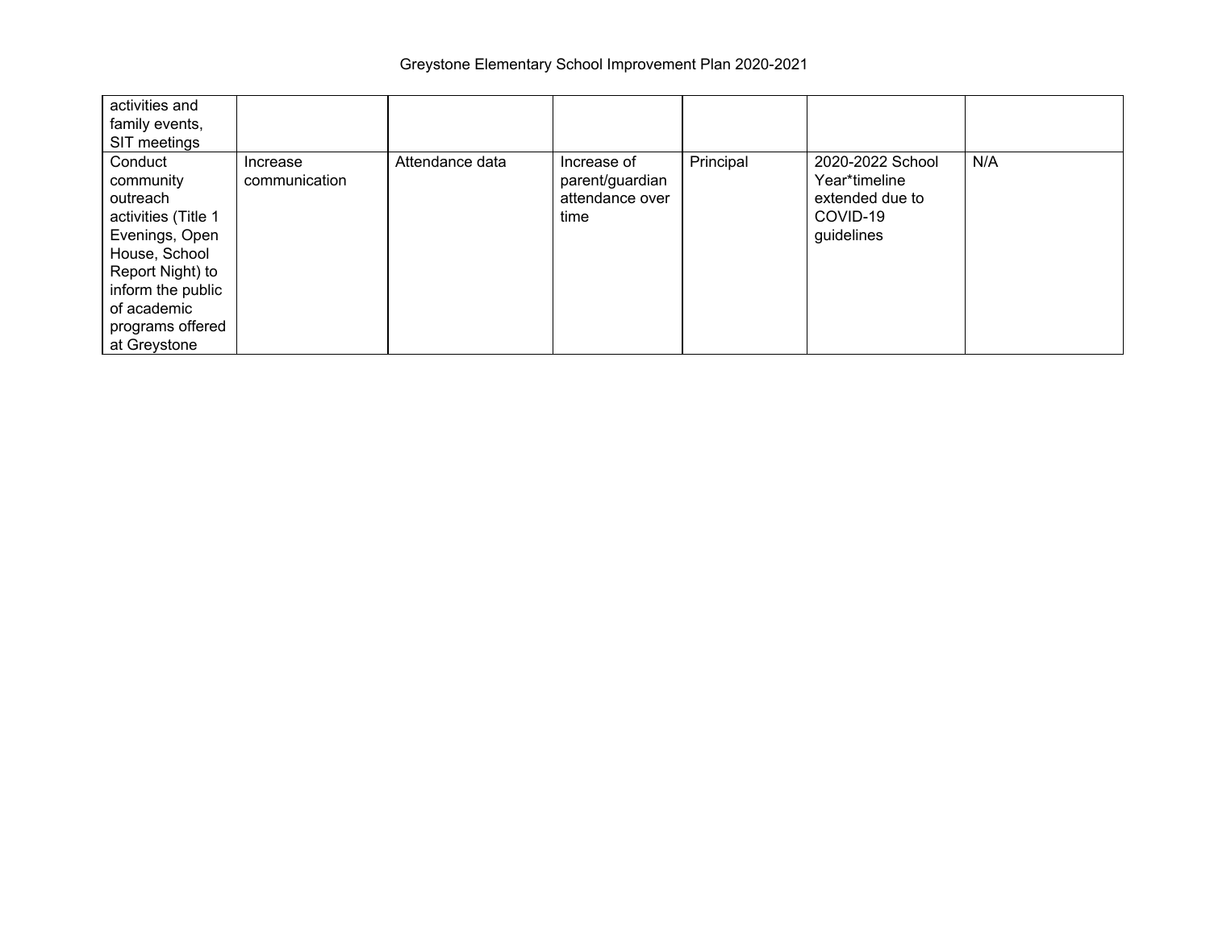| | | | | | | |
|---|---|---|---|---|---|---|
| activities and family events, SIT meetings | | | | | | |
| Conduct community outreach activities (Title 1 Evenings, Open House, School Report Night) to inform the public of academic programs offered at Greystone | Increase communication | Attendance data | Increase of parent/guardian attendance over time | Principal | 2020-2022 School Year*timeline extended due to COVID-19 guidelines | N/A |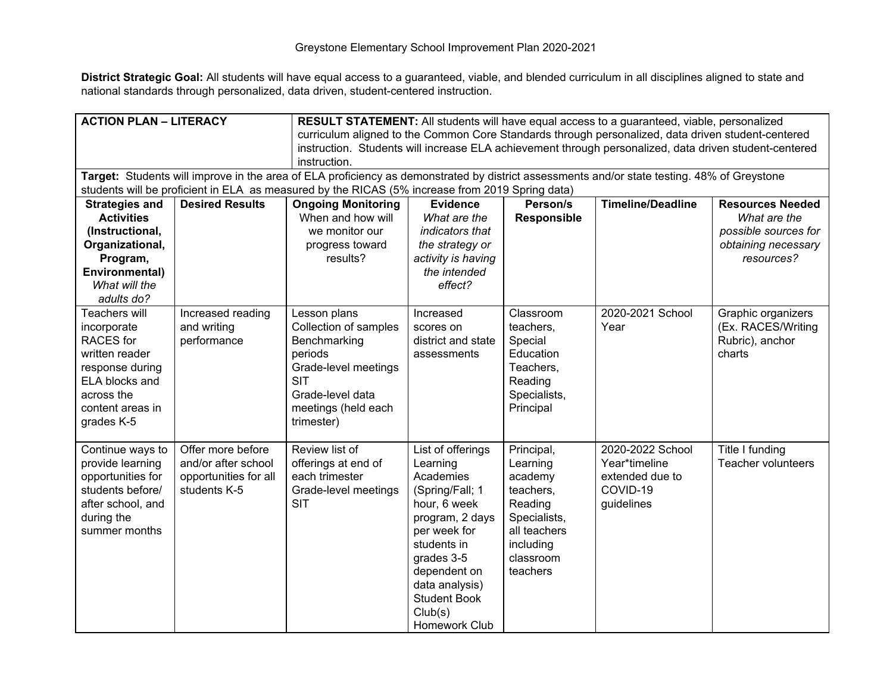Greystone Elementary School Improvement Plan 2020-2021

**District Strategic Goal:** All students will have equal access to a guaranteed, viable, and blended curriculum in all disciplines aligned to state and national standards through personalized, data driven, student-centered instruction.

| **ACTION PLAN – LITERACY** | | **RESULT STATEMENT:** All students will have equal access to a guaranteed, viable, personalized curriculum aligned to the Common Core Standards through personalized, data driven student-centered instruction. Students will increase ELA achievement through personalized, data driven student-centered instruction. | | | | |
|---|---|---|---|---|---|---|
| **Target:** Students will improve in the area of ELA proficiency as demonstrated by district assessments and/or state testing. 48% of Greystone students will be proficient in ELA as measured by the RICAS (5% increase from 2019 Spring data) | | | | | | |
| **Strategies and Activities (Instructional, Organizational, Program, Environmental)** *What will the adults do?* | **Desired Results** | **Ongoing Monitoring** When and how will we monitor our progress toward results? | **Evidence** *What are the indicators that the strategy or activity is having the intended effect?* | **Person/s Responsible** | **Timeline/Deadline** | **Resources Needed** *What are the possible sources for obtaining necessary resources?* |
| Teachers will incorporate RACES for written reader response during ELA blocks and across the content areas in grades K-5 | Increased reading and writing performance | Lesson plans<br>Collection of samples<br>Benchmarking periods<br>Grade-level meetings<br>SIT<br>Grade-level data meetings (held each trimester) | Increased scores on district and state assessments | Classroom teachers, Special Education Teachers, Reading Specialists, Principal | 2020-2021 School Year | Graphic organizers (Ex. RACES/Writing Rubric), anchor charts |
| Continue ways to provide learning opportunities for students before/ after school, and during the summer months | Offer more before and/or after school opportunities for all students K-5 | Review list of offerings at end of each trimester<br>Grade-level meetings<br>SIT | List of offerings<br>Learning Academies (Spring/Fall; 1 hour, 6 week program, 2 days per week for students in grades 3-5 dependent on data analysis)<br>Student Book Club(s)<br>Homework Club | Principal, Learning academy teachers, Reading Specialists, all teachers including classroom teachers | 2020-2022 School Year*timeline extended due to COVID-19 guidelines | Title I funding<br>Teacher volunteers |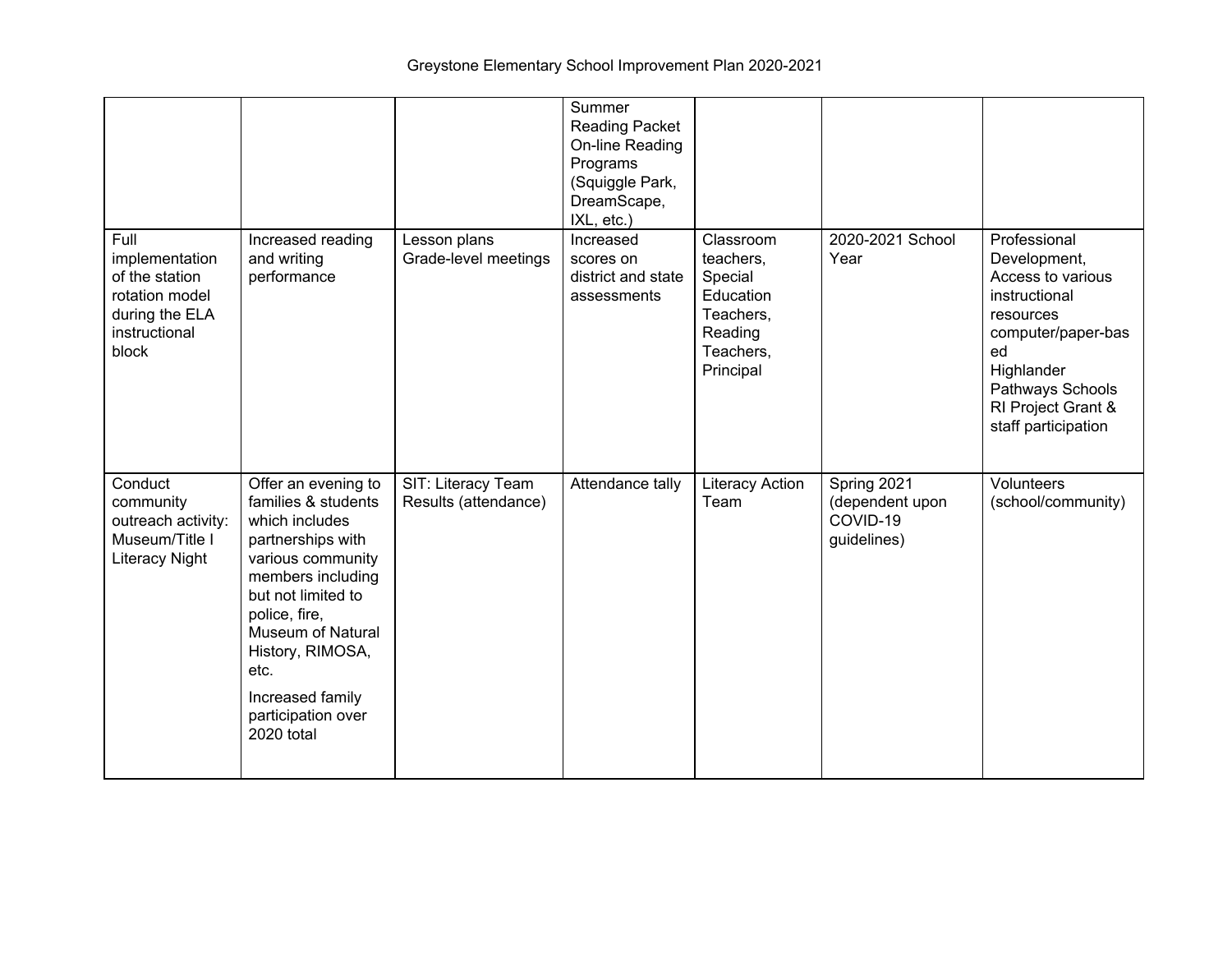| | | | | | | |
|---|---|---|---|---|---|---|
| | | | Summer Reading Packet On-line Reading Programs (Squiggle Park, DreamScape, IXL, etc.) | | | |
| Full implementation of the station rotation model during the ELA instructional block | Increased reading and writing performance | Lesson plans Grade-level meetings | Increased scores on district and state assessments | Classroom teachers, Special Education Teachers, Reading Teachers, Principal | 2020-2021 School Year | Professional Development, Access to various instructional resources computer/paper-based Highlander Pathways Schools RI Project Grant & staff participation |
| Conduct community outreach activity: Museum/Title I Literacy Night | Offer an evening to families & students which includes partnerships with various community members including but not limited to police, fire, Museum of Natural History, RIMOSA, etc.<br><br>Increased family participation over 2020 total | SIT: Literacy Team Results (attendance) | Attendance tally | Literacy Action Team | Spring 2021 (dependent upon COVID-19 guidelines) | Volunteers (school/community) |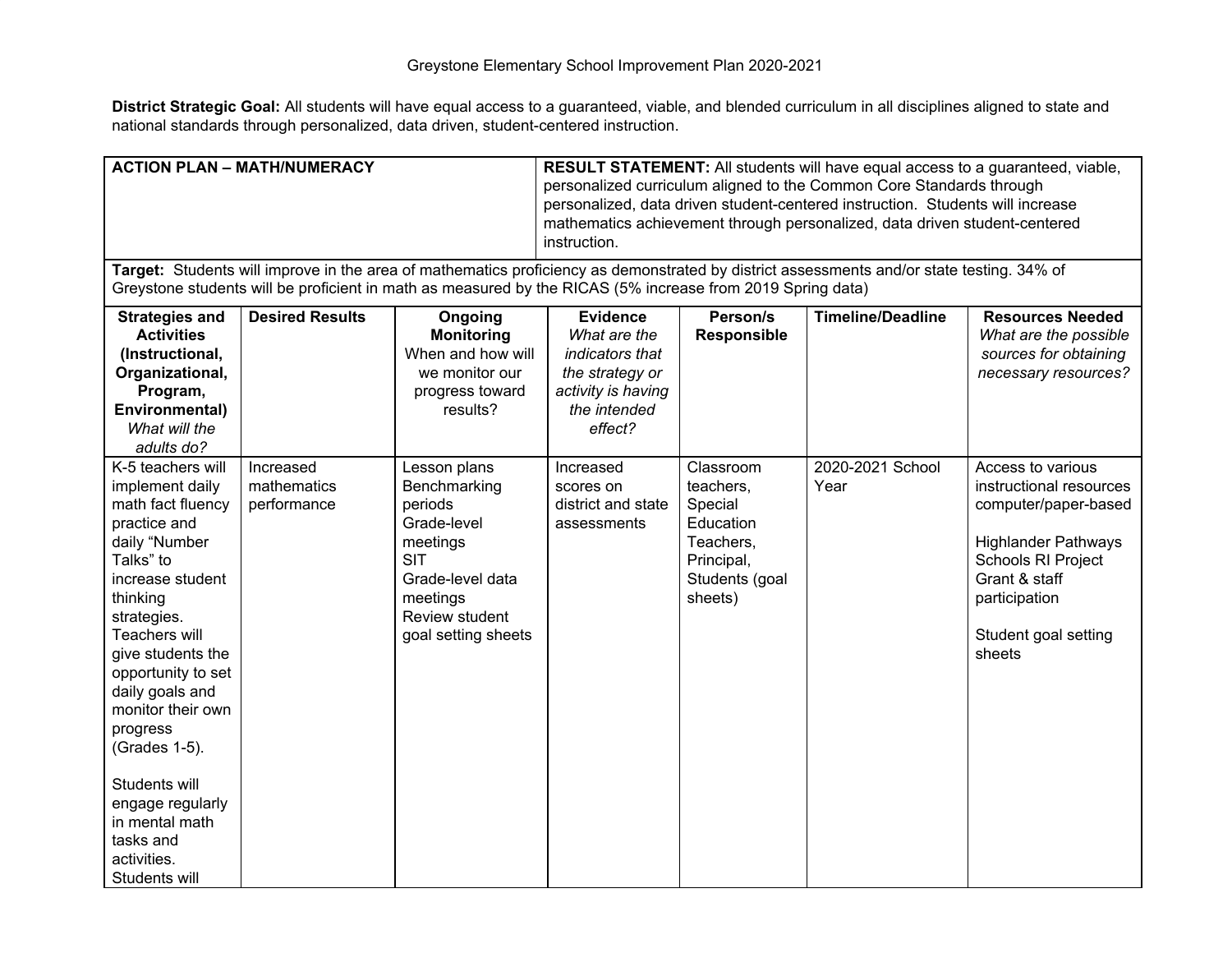Greystone Elementary School Improvement Plan 2020-2021

**District Strategic Goal:** All students will have equal access to a guaranteed, viable, and blended curriculum in all disciplines aligned to state and national standards through personalized, data driven, student-centered instruction.

| **ACTION PLAN – MATH/NUMERACY** | | | **RESULT STATEMENT:** All students will have equal access to a guaranteed, viable, personalized curriculum aligned to the Common Core Standards through personalized, data driven student-centered instruction. Students will increase mathematics achievement through personalized, data driven student-centered instruction. | | | |
|---|---|---|---|---|---|---|
| **Target:** Students will improve in the area of mathematics proficiency as demonstrated by district assessments and/or state testing. 34% of Greystone students will be proficient in math as measured by the RICAS (5% increase from 2019 Spring data) | | | | | | |
| **Strategies and Activities (Instructional, Organizational, Program, Environmental)** *What will the adults do?* | **Desired Results** | **Ongoing Monitoring** When and how will we monitor our progress toward results? | **Evidence** *What are the indicators that the strategy or activity is having the intended effect?* | **Person/s Responsible** | **Timeline/Deadline** | **Resources Needed** *What are the possible sources for obtaining necessary resources?* |
| K-5 teachers will implement daily math fact fluency practice and daily "Number Talks" to increase student thinking strategies. Teachers will give students the opportunity to set daily goals and monitor their own progress (Grades 1-5).<br><br>Students will engage regularly in mental math tasks and activities. Students will | Increased mathematics performance | Lesson plans<br>Benchmarking periods<br>Grade-level meetings<br>SIT<br>Grade-level data meetings<br>Review student goal setting sheets | Increased scores on district and state assessments | Classroom teachers, Special Education Teachers, Principal, Students (goal sheets) | 2020-2021 School Year | Access to various instructional resources computer/paper-based<br><br>Highlander Pathways Schools RI Project Grant & staff participation<br><br>Student goal setting sheets |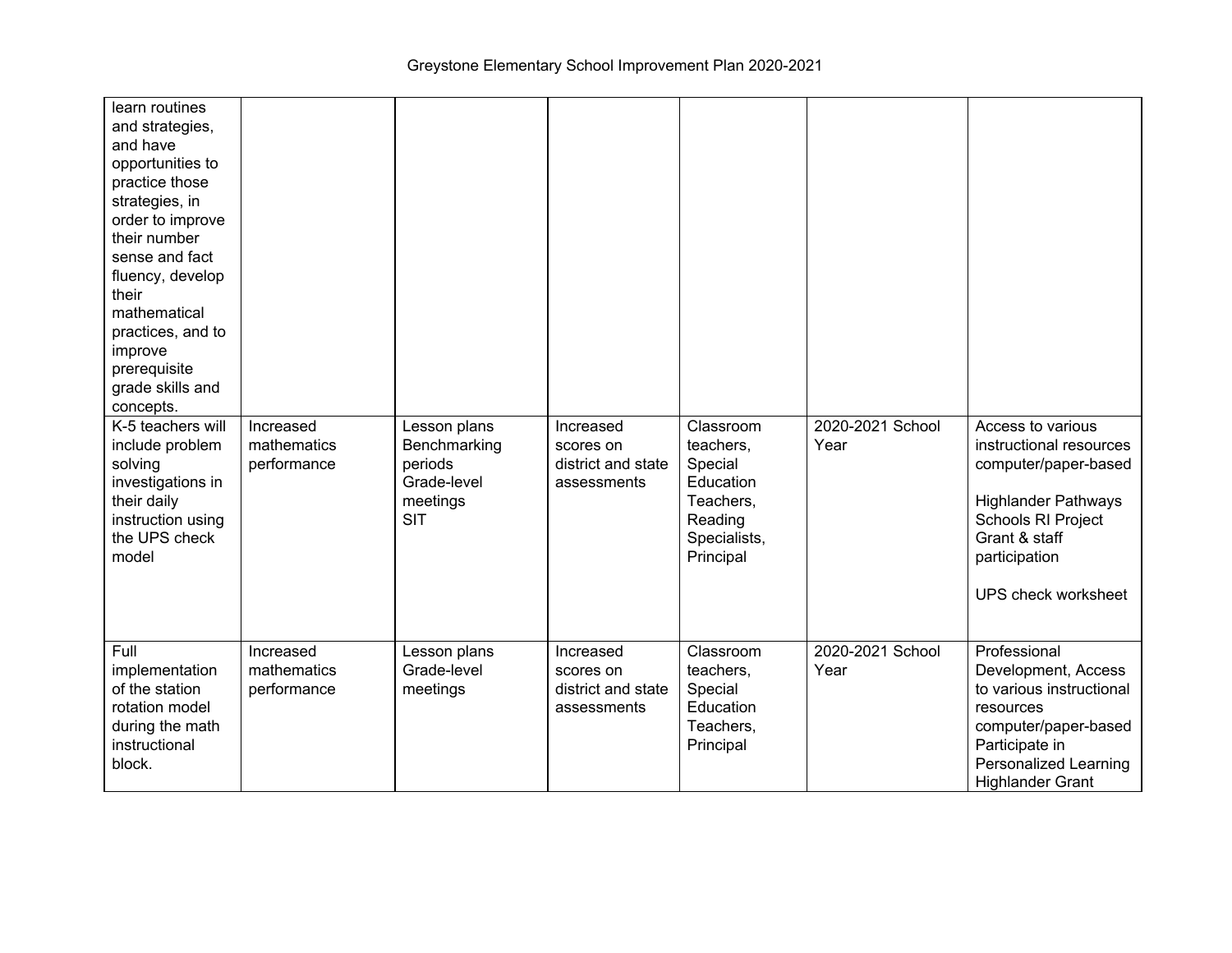| | | | | | | |
|---|---|---|---|---|---|---|
| learn routines and strategies, and have opportunities to practice those strategies, in order to improve their number sense and fact fluency, develop their mathematical practices, and to improve prerequisite grade skills and concepts. | | | | | | |
| K-5 teachers will include problem solving investigations in their daily instruction using the UPS check model | Increased mathematics performance | Lesson plans<br>Benchmarking periods<br>Grade-level meetings<br>SIT | Increased scores on district and state assessments | Classroom teachers, Special Education Teachers, Reading Specialists, Principal | 2020-2021 School Year | Access to various instructional resources computer/paper-based<br><br>Highlander Pathways Schools RI Project Grant & staff participation<br><br>UPS check worksheet |
| Full implementation of the station rotation model during the math instructional block. | Increased mathematics performance | Lesson plans<br>Grade-level meetings | Increased scores on district and state assessments | Classroom teachers, Special Education Teachers, Principal | 2020-2021 School Year | Professional Development, Access to various instructional resources computer/paper-based<br>Participate in Personalized Learning Highlander Grant |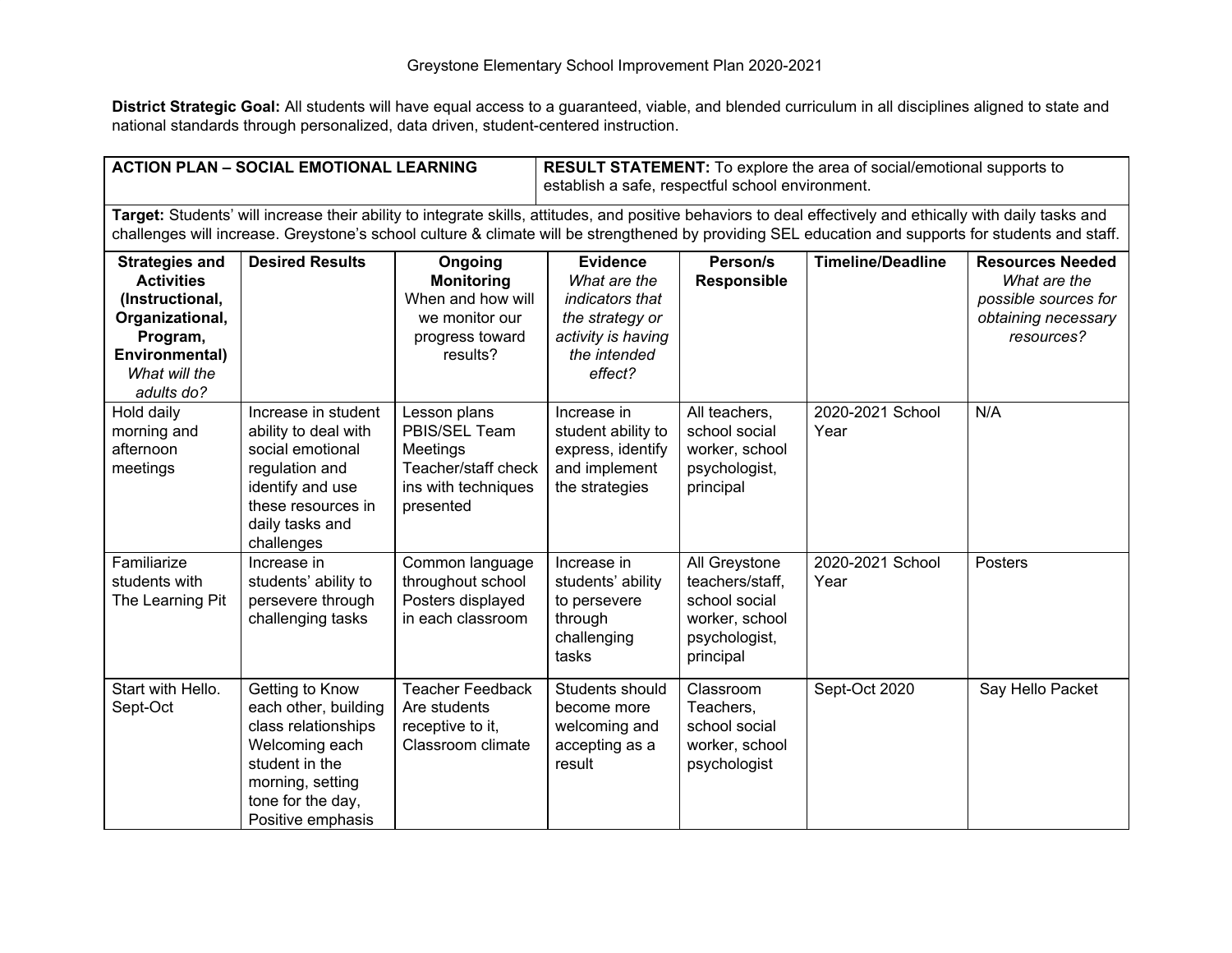Greystone Elementary School Improvement Plan 2020-2021

**District Strategic Goal:** All students will have equal access to a guaranteed, viable, and blended curriculum in all disciplines aligned to state and national standards through personalized, data driven, student-centered instruction.

| **ACTION PLAN – SOCIAL EMOTIONAL LEARNING** | | | **RESULT STATEMENT:** To explore the area of social/emotional supports to establish a safe, respectful school environment. | | | |
|---|---|---|---|---|---|---|
| **Target:** Students' will increase their ability to integrate skills, attitudes, and positive behaviors to deal effectively and ethically with daily tasks and challenges will increase. Greystone's school culture & climate will be strengthened by providing SEL education and supports for students and staff. | | | | | | |
| **Strategies and Activities (Instructional, Organizational, Program, Environmental)** *What will the adults do?* | **Desired Results** | **Ongoing Monitoring** When and how will we monitor our progress toward results? | **Evidence** *What are the indicators that the strategy or activity is having the intended effect?* | **Person/s Responsible** | **Timeline/Deadline** | **Resources Needed** *What are the possible sources for obtaining necessary resources?* |
| Hold daily morning and afternoon meetings | Increase in student ability to deal with social emotional regulation and identify and use these resources in daily tasks and challenges | Lesson plans PBIS/SEL Team Meetings Teacher/staff check ins with techniques presented | Increase in student ability to express, identify and implement the strategies | All teachers, school social worker, school psychologist, principal | 2020-2021 School Year | N/A |
| Familiarize students with The Learning Pit | Increase in students' ability to persevere through challenging tasks | Common language throughout school Posters displayed in each classroom | Increase in students' ability to persevere through challenging tasks | All Greystone teachers/staff, school social worker, school psychologist, principal | 2020-2021 School Year | Posters |
| Start with Hello. Sept-Oct | Getting to Know each other, building class relationships Welcoming each student in the morning, setting tone for the day, Positive emphasis | Teacher Feedback Are students receptive to it, Classroom climate | Students should become more welcoming and accepting as a result | Classroom Teachers, school social worker, school psychologist | Sept-Oct 2020 | Say Hello Packet |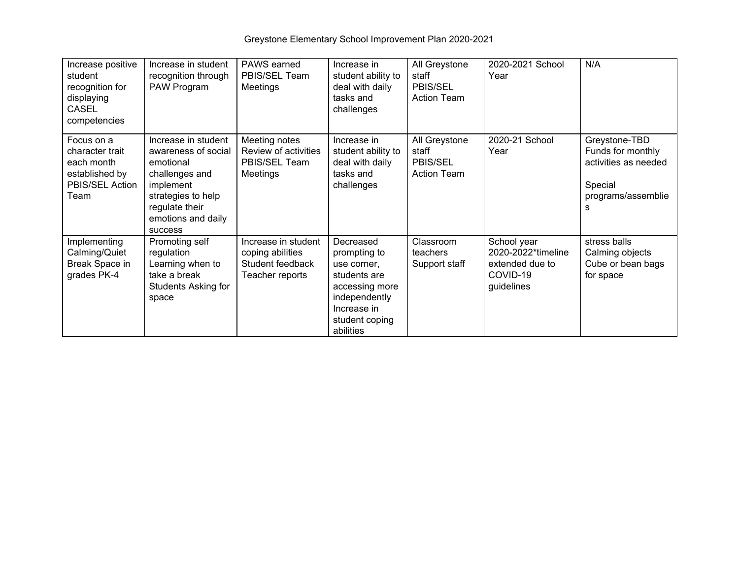| Increase positive student recognition for displaying CASEL competencies | Increase in student recognition through PAW Program | PAWS earned PBIS/SEL Team Meetings | Increase in student ability to deal with daily tasks and challenges | All Greystone staff PBIS/SEL Action Team | 2020-2021 School Year | N/A |
|---|---|---|---|---|---|---|
| Focus on a character trait each month established by PBIS/SEL Action Team | Increase in student awareness of social emotional challenges and implement strategies to help regulate their emotions and daily success | Meeting notes Review of activities PBIS/SEL Team Meetings | Increase in student ability to deal with daily tasks and challenges | All Greystone staff PBIS/SEL Action Team | 2020-21 School Year | Greystone-TBD Funds for monthly activities as needed<br><br>Special programs/assemblies |
| Implementing Calming/Quiet Break Space in grades PK-4 | Promoting self regulation Learning when to take a break Students Asking for space | Increase in student coping abilities Student feedback Teacher reports | Decreased prompting to use corner, students are accessing more independently Increase in student coping abilities | Classroom teachers Support staff | School year 2020-2022*timeline extended due to COVID-19 guidelines | stress balls Calming objects Cube or bean bags for space |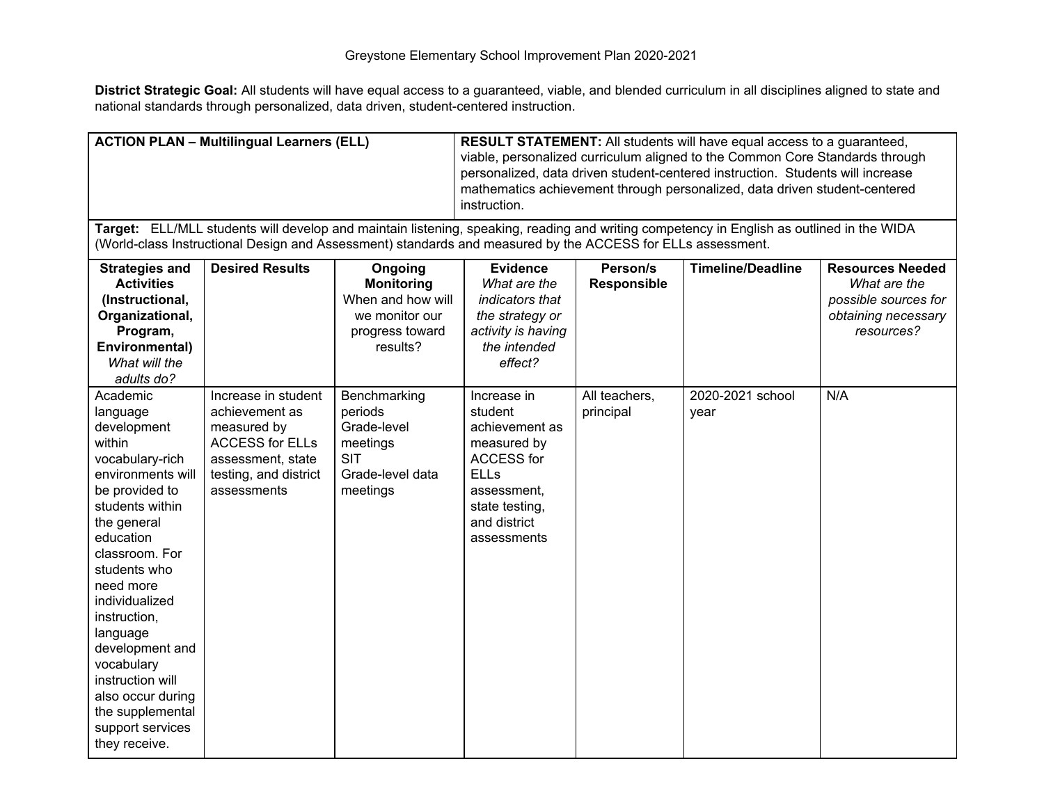Greystone Elementary School Improvement Plan 2020-2021

**District Strategic Goal:** All students will have equal access to a guaranteed, viable, and blended curriculum in all disciplines aligned to state and national standards through personalized, data driven, student-centered instruction.

| **ACTION PLAN – Multilingual Learners (ELL)** | | | | **RESULT STATEMENT:** All students will have equal access to a guaranteed, viable, personalized curriculum aligned to the Common Core Standards through personalized, data driven student-centered instruction. Students will increase mathematics achievement through personalized, data driven student-centered instruction. | | |
|---|---|---|---|---|---|---|
| **Target:** ELL/MLL students will develop and maintain listening, speaking, reading and writing competency in English as outlined in the WIDA (World-class Instructional Design and Assessment) standards and measured by the ACCESS for ELLs assessment. | | | | | | |
| **Strategies and Activities (Instructional, Organizational, Program, Environmental)** *What will the adults do?* | **Desired Results** | **Ongoing Monitoring** When and how will we monitor our progress toward results? | **Evidence** *What are the indicators that the strategy or activity is having the intended effect?* | **Person/s Responsible** | **Timeline/Deadline** | **Resources Needed** *What are the possible sources for obtaining necessary resources?* |
| Academic language development within vocabulary-rich environments will be provided to students within the general education classroom. For students who need more individualized instruction, language development and vocabulary instruction will also occur during the supplemental support services they receive. | Increase in student achievement as measured by ACCESS for ELLs assessment, state testing, and district assessments | Benchmarking periods<br>Grade-level meetings<br>SIT<br>Grade-level data meetings | Increase in student achievement as measured by ACCESS for ELLs assessment, state testing, and district assessments | All teachers, principal | 2020-2021 school year | N/A |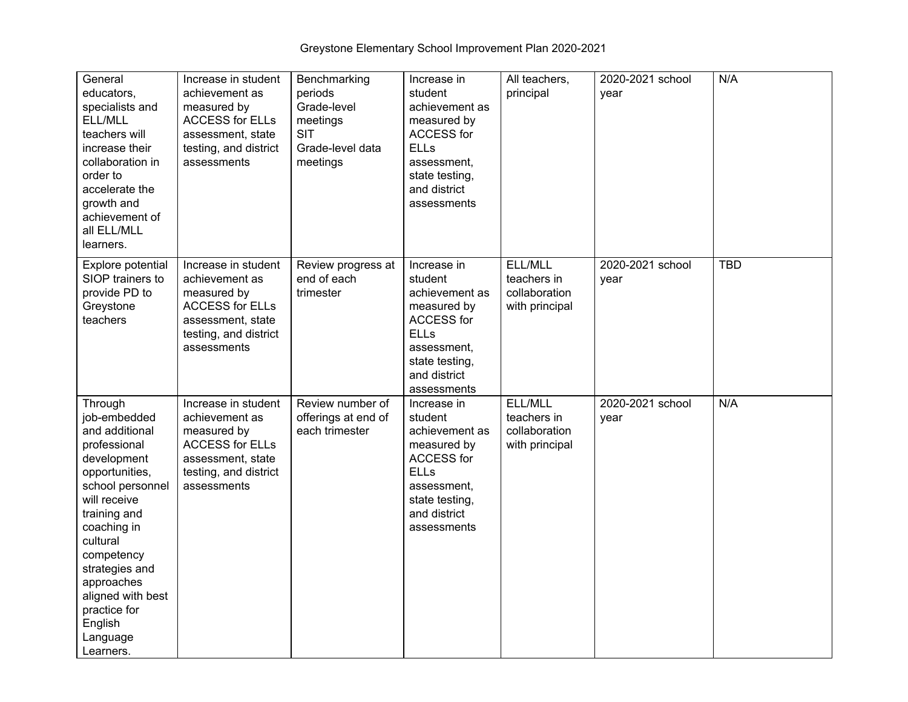| | | | | | | |
|---|---|---|---|---|---|---|
| General educators, specialists and ELL/MLL teachers will increase their collaboration in order to accelerate the growth and achievement of all ELL/MLL learners. | Increase in student achievement as measured by ACCESS for ELLs assessment, state testing, and district assessments | Benchmarking periods<br>Grade-level meetings<br>SIT<br>Grade-level data meetings | Increase in student achievement as measured by ACCESS for ELLs assessment, state testing, and district assessments | All teachers, principal | 2020-2021 school year | N/A |
| Explore potential SIOP trainers to provide PD to Greystone teachers | Increase in student achievement as measured by ACCESS for ELLs assessment, state testing, and district assessments | Review progress at end of each trimester | Increase in student achievement as measured by ACCESS for ELLs assessment, state testing, and district assessments | ELL/MLL teachers in collaboration with principal | 2020-2021 school year | TBD |
| Through job-embedded and additional professional development opportunities, school personnel will receive training and coaching in cultural competency strategies and approaches aligned with best practice for English Language Learners. | Increase in student achievement as measured by ACCESS for ELLs assessment, state testing, and district assessments | Review number of offerings at end of each trimester | Increase in student achievement as measured by ACCESS for ELLs assessment, state testing, and district assessments | ELL/MLL teachers in collaboration with principal | 2020-2021 school year | N/A |